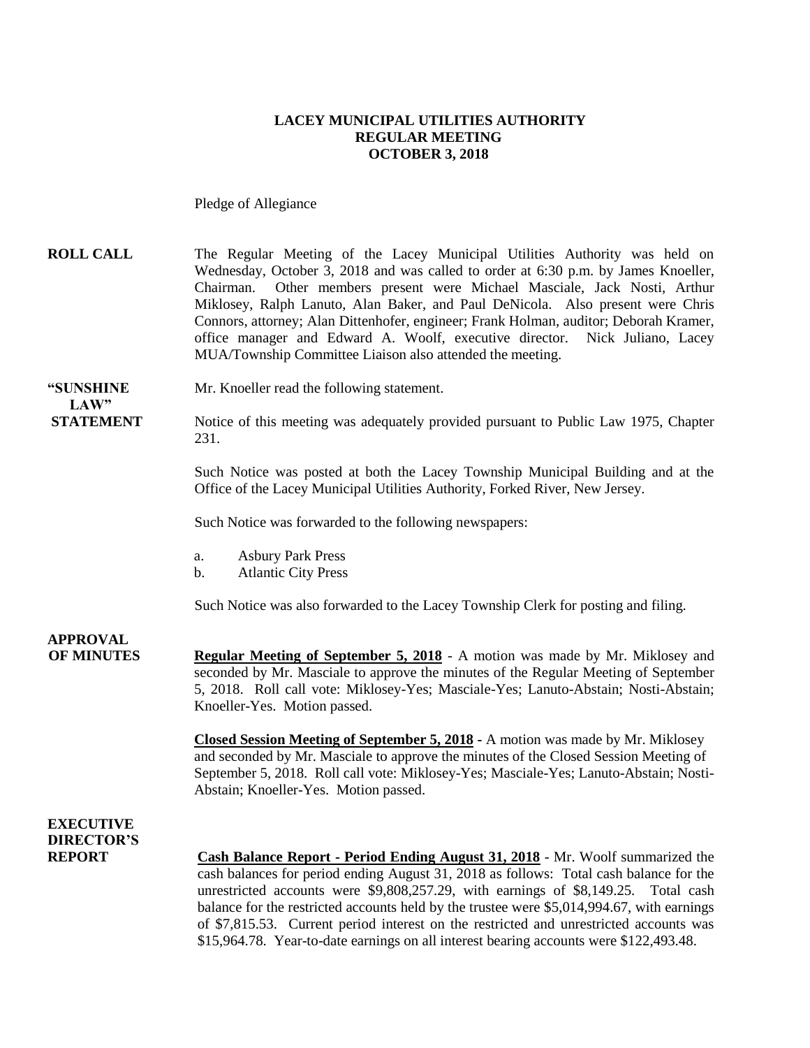# LACEY MUNICIPAL UTILITIES AUTHORITY
## REGULAR MEETING
## OCTOBER 3, 2018

Pledge of Allegiance

**ROLL CALL** The Regular Meeting of the Lacey Municipal Utilities Authority was held on Wednesday, October 3, 2018 and was called to order at 6:30 p.m. by James Knoeller, Chairman. Other members present were Michael Masciale, Jack Nosti, Arthur Miklosey, Ralph Lanuto, Alan Baker, and Paul DeNicola. Also present were Chris Connors, attorney; Alan Dittenhofer, engineer; Frank Holman, auditor; Deborah Kramer, office manager and Edward A. Woolf, executive director. Nick Juliano, Lacey MUA/Township Committee Liaison also attended the meeting.

**"SUNSHINE LAW" STATEMENT** Mr. Knoeller read the following statement.

Notice of this meeting was adequately provided pursuant to Public Law 1975, Chapter 231.

Such Notice was posted at both the Lacey Township Municipal Building and at the Office of the Lacey Municipal Utilities Authority, Forked River, New Jersey.

Such Notice was forwarded to the following newspapers:

a. Asbury Park Press
b. Atlantic City Press

Such Notice was also forwarded to the Lacey Township Clerk for posting and filing.

**APPROVAL OF MINUTES**

**Regular Meeting of September 5, 2018** - A motion was made by Mr. Miklosey and seconded by Mr. Masciale to approve the minutes of the Regular Meeting of September 5, 2018. Roll call vote: Miklosey-Yes; Masciale-Yes; Lanuto-Abstain; Nosti-Abstain; Knoeller-Yes. Motion passed.

**Closed Session Meeting of September 5, 2018** - A motion was made by Mr. Miklosey and seconded by Mr. Masciale to approve the minutes of the Closed Session Meeting of September 5, 2018. Roll call vote: Miklosey-Yes; Masciale-Yes; Lanuto-Abstain; Nosti-Abstain; Knoeller-Yes. Motion passed.

**EXECUTIVE DIRECTOR'S REPORT**

**Cash Balance Report - Period Ending August 31, 2018** - Mr. Woolf summarized the cash balances for period ending August 31, 2018 as follows: Total cash balance for the unrestricted accounts were $9,808,257.29, with earnings of $8,149.25. Total cash balance for the restricted accounts held by the trustee were $5,014,994.67, with earnings of $7,815.53. Current period interest on the restricted and unrestricted accounts was $15,964.78. Year-to-date earnings on all interest bearing accounts were $122,493.48.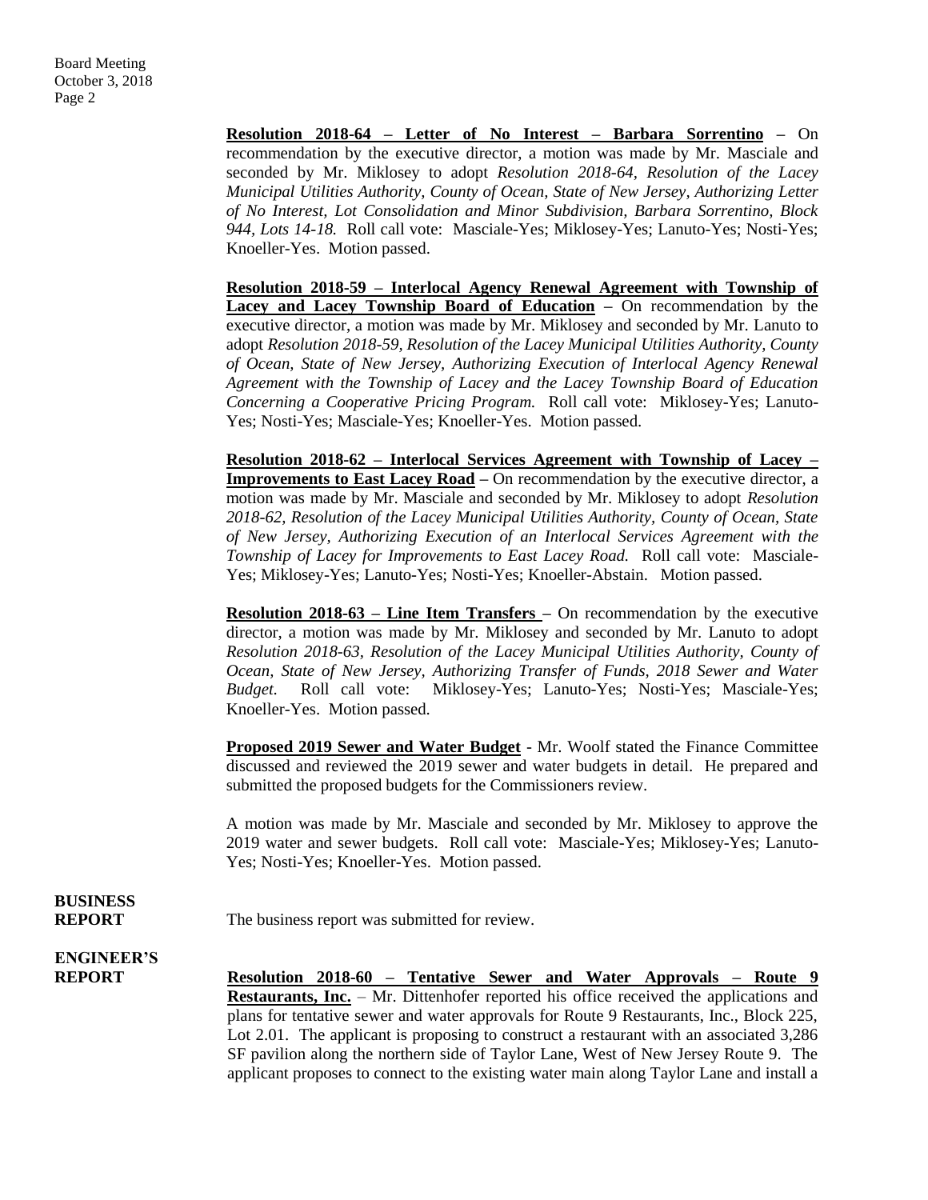**Resolution 2018-64 – Letter of No Interest – Barbara Sorrentino** – On recommendation by the executive director, a motion was made by Mr. Masciale and seconded by Mr. Miklosey to adopt *Resolution 2018-64, Resolution of the Lacey Municipal Utilities Authority, County of Ocean, State of New Jersey, Authorizing Letter of No Interest, Lot Consolidation and Minor Subdivision, Barbara Sorrentino, Block 944, Lots 14-18.* Roll call vote: Masciale-Yes; Miklosey-Yes; Lanuto-Yes; Nosti-Yes; Knoeller-Yes. Motion passed.

**Resolution 2018-59 – Interlocal Agency Renewal Agreement with Township of Lacey and Lacey Township Board of Education** – On recommendation by the executive director, a motion was made by Mr. Miklosey and seconded by Mr. Lanuto to adopt *Resolution 2018-59, Resolution of the Lacey Municipal Utilities Authority, County of Ocean, State of New Jersey, Authorizing Execution of Interlocal Agency Renewal Agreement with the Township of Lacey and the Lacey Township Board of Education Concerning a Cooperative Pricing Program.* Roll call vote: Miklosey-Yes; Lanuto-Yes; Nosti-Yes; Masciale-Yes; Knoeller-Yes. Motion passed.

**Resolution 2018-62 – Interlocal Services Agreement with Township of Lacey – Improvements to East Lacey Road** – On recommendation by the executive director, a motion was made by Mr. Masciale and seconded by Mr. Miklosey to adopt *Resolution 2018-62, Resolution of the Lacey Municipal Utilities Authority, County of Ocean, State of New Jersey, Authorizing Execution of an Interlocal Services Agreement with the Township of Lacey for Improvements to East Lacey Road.* Roll call vote: Masciale-Yes; Miklosey-Yes; Lanuto-Yes; Nosti-Yes; Knoeller-Abstain. Motion passed.

**Resolution 2018-63 – Line Item Transfers** – On recommendation by the executive director, a motion was made by Mr. Miklosey and seconded by Mr. Lanuto to adopt *Resolution 2018-63, Resolution of the Lacey Municipal Utilities Authority, County of Ocean, State of New Jersey, Authorizing Transfer of Funds, 2018 Sewer and Water Budget.* Roll call vote: Miklosey-Yes; Lanuto-Yes; Nosti-Yes; Masciale-Yes; Knoeller-Yes. Motion passed.

**Proposed 2019 Sewer and Water Budget** - Mr. Woolf stated the Finance Committee discussed and reviewed the 2019 sewer and water budgets in detail. He prepared and submitted the proposed budgets for the Commissioners review.

A motion was made by Mr. Masciale and seconded by Mr. Miklosey to approve the 2019 water and sewer budgets. Roll call vote: Masciale-Yes; Miklosey-Yes; Lanuto-Yes; Nosti-Yes; Knoeller-Yes. Motion passed.

**BUSINESS REPORT**

The business report was submitted for review.

**ENGINEER'S REPORT**

**Resolution 2018-60 – Tentative Sewer and Water Approvals – Route 9 Restaurants, Inc.** – Mr. Dittenhofer reported his office received the applications and plans for tentative sewer and water approvals for Route 9 Restaurants, Inc., Block 225, Lot 2.01. The applicant is proposing to construct a restaurant with an associated 3,286 SF pavilion along the northern side of Taylor Lane, West of New Jersey Route 9. The applicant proposes to connect to the existing water main along Taylor Lane and install a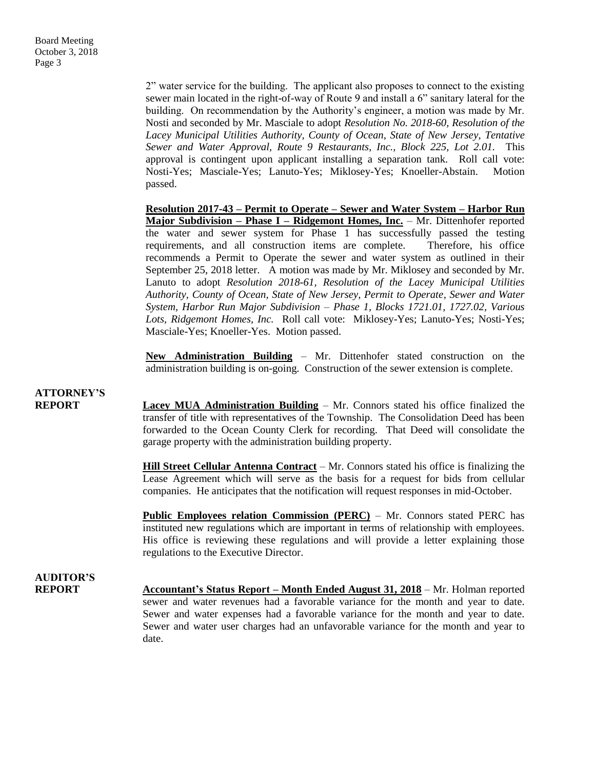2" water service for the building. The applicant also proposes to connect to the existing sewer main located in the right-of-way of Route 9 and install a 6" sanitary lateral for the building. On recommendation by the Authority's engineer, a motion was made by Mr. Nosti and seconded by Mr. Masciale to adopt *Resolution No. 2018-60, Resolution of the Lacey Municipal Utilities Authority, County of Ocean, State of New Jersey, Tentative Sewer and Water Approval, Route 9 Restaurants, Inc., Block 225, Lot 2.01.* This approval is contingent upon applicant installing a separation tank. Roll call vote: Nosti-Yes; Masciale-Yes; Lanuto-Yes; Miklosey-Yes; Knoeller-Abstain. Motion passed.

**Resolution 2017-43 – Permit to Operate – Sewer and Water System – Harbor Run Major Subdivision – Phase I – Ridgemont Homes, Inc.** – Mr. Dittenhofer reported the water and sewer system for Phase 1 has successfully passed the testing requirements, and all construction items are complete. Therefore, his office recommends a Permit to Operate the sewer and water system as outlined in their September 25, 2018 letter. A motion was made by Mr. Miklosey and seconded by Mr. Lanuto to adopt *Resolution 2018-61, Resolution of the Lacey Municipal Utilities Authority, County of Ocean, State of New Jersey, Permit to Operate, Sewer and Water System, Harbor Run Major Subdivision – Phase 1, Blocks 1721.01, 1727.02, Various Lots, Ridgemont Homes, Inc.* Roll call vote: Miklosey-Yes; Lanuto-Yes; Nosti-Yes; Masciale-Yes; Knoeller-Yes. Motion passed.

**New Administration Building** – Mr. Dittenhofer stated construction on the administration building is on-going. Construction of the sewer extension is complete.

**ATTORNEY'S REPORT**

**Lacey MUA Administration Building** – Mr. Connors stated his office finalized the transfer of title with representatives of the Township. The Consolidation Deed has been forwarded to the Ocean County Clerk for recording. That Deed will consolidate the garage property with the administration building property.

**Hill Street Cellular Antenna Contract** – Mr. Connors stated his office is finalizing the Lease Agreement which will serve as the basis for a request for bids from cellular companies. He anticipates that the notification will request responses in mid-October.

**Public Employees relation Commission (PERC)** – Mr. Connors stated PERC has instituted new regulations which are important in terms of relationship with employees. His office is reviewing these regulations and will provide a letter explaining those regulations to the Executive Director.

**AUDITOR'S REPORT**

**Accountant's Status Report – Month Ended August 31, 2018** – Mr. Holman reported sewer and water revenues had a favorable variance for the month and year to date. Sewer and water expenses had a favorable variance for the month and year to date. Sewer and water user charges had an unfavorable variance for the month and year to date.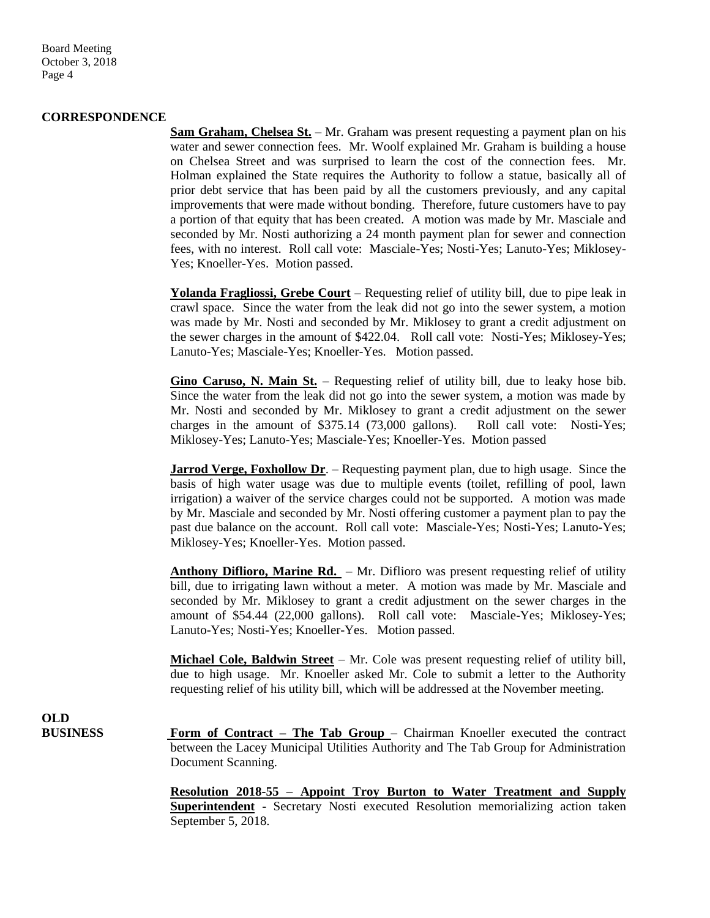**CORRESPONDENCE**

**Sam Graham, Chelsea St.** – Mr. Graham was present requesting a payment plan on his water and sewer connection fees. Mr. Woolf explained Mr. Graham is building a house on Chelsea Street and was surprised to learn the cost of the connection fees. Mr. Holman explained the State requires the Authority to follow a statue, basically all of prior debt service that has been paid by all the customers previously, and any capital improvements that were made without bonding. Therefore, future customers have to pay a portion of that equity that has been created. A motion was made by Mr. Masciale and seconded by Mr. Nosti authorizing a 24 month payment plan for sewer and connection fees, with no interest. Roll call vote: Masciale-Yes; Nosti-Yes; Lanuto-Yes; Miklosey-Yes; Knoeller-Yes. Motion passed.

**Yolanda Fragliossi, Grebe Court** – Requesting relief of utility bill, due to pipe leak in crawl space. Since the water from the leak did not go into the sewer system, a motion was made by Mr. Nosti and seconded by Mr. Miklosey to grant a credit adjustment on the sewer charges in the amount of $422.04. Roll call vote: Nosti-Yes; Miklosey-Yes; Lanuto-Yes; Masciale-Yes; Knoeller-Yes. Motion passed.

**Gino Caruso, N. Main St.** – Requesting relief of utility bill, due to leaky hose bib. Since the water from the leak did not go into the sewer system, a motion was made by Mr. Nosti and seconded by Mr. Miklosey to grant a credit adjustment on the sewer charges in the amount of $375.14 (73,000 gallons). Roll call vote: Nosti-Yes; Miklosey-Yes; Lanuto-Yes; Masciale-Yes; Knoeller-Yes. Motion passed

**Jarrod Verge, Foxhollow Dr**. – Requesting payment plan, due to high usage. Since the basis of high water usage was due to multiple events (toilet, refilling of pool, lawn irrigation) a waiver of the service charges could not be supported. A motion was made by Mr. Masciale and seconded by Mr. Nosti offering customer a payment plan to pay the past due balance on the account. Roll call vote: Masciale-Yes; Nosti-Yes; Lanuto-Yes; Miklosey-Yes; Knoeller-Yes. Motion passed.

**Anthony Diflioro, Marine Rd.** – Mr. Diflioro was present requesting relief of utility bill, due to irrigating lawn without a meter. A motion was made by Mr. Masciale and seconded by Mr. Miklosey to grant a credit adjustment on the sewer charges in the amount of $54.44 (22,000 gallons). Roll call vote: Masciale-Yes; Miklosey-Yes; Lanuto-Yes; Nosti-Yes; Knoeller-Yes. Motion passed.

**Michael Cole, Baldwin Street** – Mr. Cole was present requesting relief of utility bill, due to high usage. Mr. Knoeller asked Mr. Cole to submit a letter to the Authority requesting relief of his utility bill, which will be addressed at the November meeting.

**OLD BUSINESS**

**Form of Contract – The Tab Group** – Chairman Knoeller executed the contract between the Lacey Municipal Utilities Authority and The Tab Group for Administration Document Scanning.

**Resolution 2018-55 – Appoint Troy Burton to Water Treatment and Supply Superintendent** - Secretary Nosti executed Resolution memorializing action taken September 5, 2018.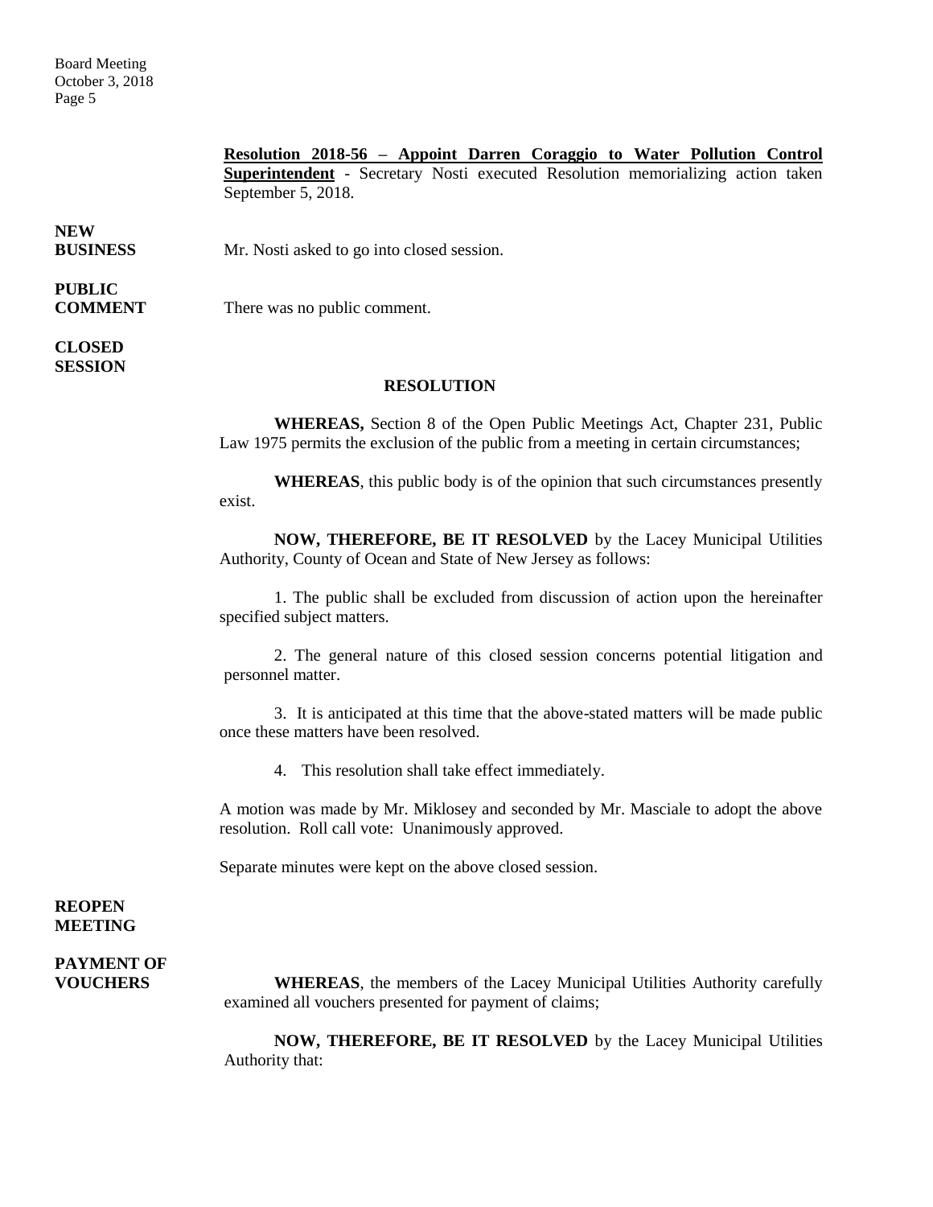**Resolution 2018-56 – Appoint Darren Coraggio to Water Pollution Control Superintendent** - Secretary Nosti executed Resolution memorializing action taken September 5, 2018.

**NEW BUSINESS**

Mr. Nosti asked to go into closed session.

**PUBLIC COMMENT**

There was no public comment.

**CLOSED SESSION**

**RESOLUTION**

**WHEREAS,** Section 8 of the Open Public Meetings Act, Chapter 231, Public Law 1975 permits the exclusion of the public from a meeting in certain circumstances;

**WHEREAS**, this public body is of the opinion that such circumstances presently exist.

**NOW, THEREFORE, BE IT RESOLVED** by the Lacey Municipal Utilities Authority, County of Ocean and State of New Jersey as follows:

1. The public shall be excluded from discussion of action upon the hereinafter specified subject matters.

2. The general nature of this closed session concerns potential litigation and personnel matter.

3. It is anticipated at this time that the above-stated matters will be made public once these matters have been resolved.

4. This resolution shall take effect immediately.

A motion was made by Mr. Miklosey and seconded by Mr. Masciale to adopt the above resolution. Roll call vote: Unanimously approved.

Separate minutes were kept on the above closed session.

**REOPEN MEETING**

**PAYMENT OF VOUCHERS**

**WHEREAS**, the members of the Lacey Municipal Utilities Authority carefully examined all vouchers presented for payment of claims;

**NOW, THEREFORE, BE IT RESOLVED** by the Lacey Municipal Utilities Authority that: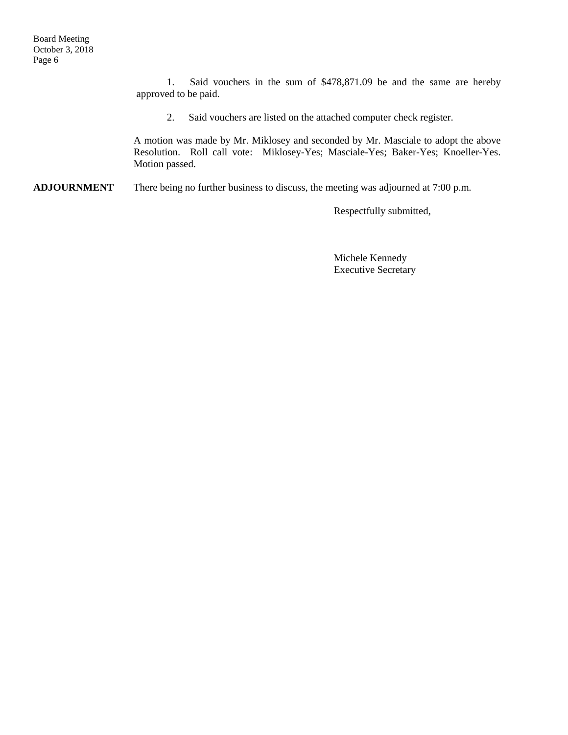1. Said vouchers in the sum of $478,871.09 be and the same are hereby approved to be paid.

2. Said vouchers are listed on the attached computer check register.

A motion was made by Mr. Miklosey and seconded by Mr. Masciale to adopt the above Resolution. Roll call vote: Miklosey-Yes; Masciale-Yes; Baker-Yes; Knoeller-Yes. Motion passed.

**ADJOURNMENT** There being no further business to discuss, the meeting was adjourned at 7:00 p.m.

Respectfully submitted,

Michele Kennedy
Executive Secretary